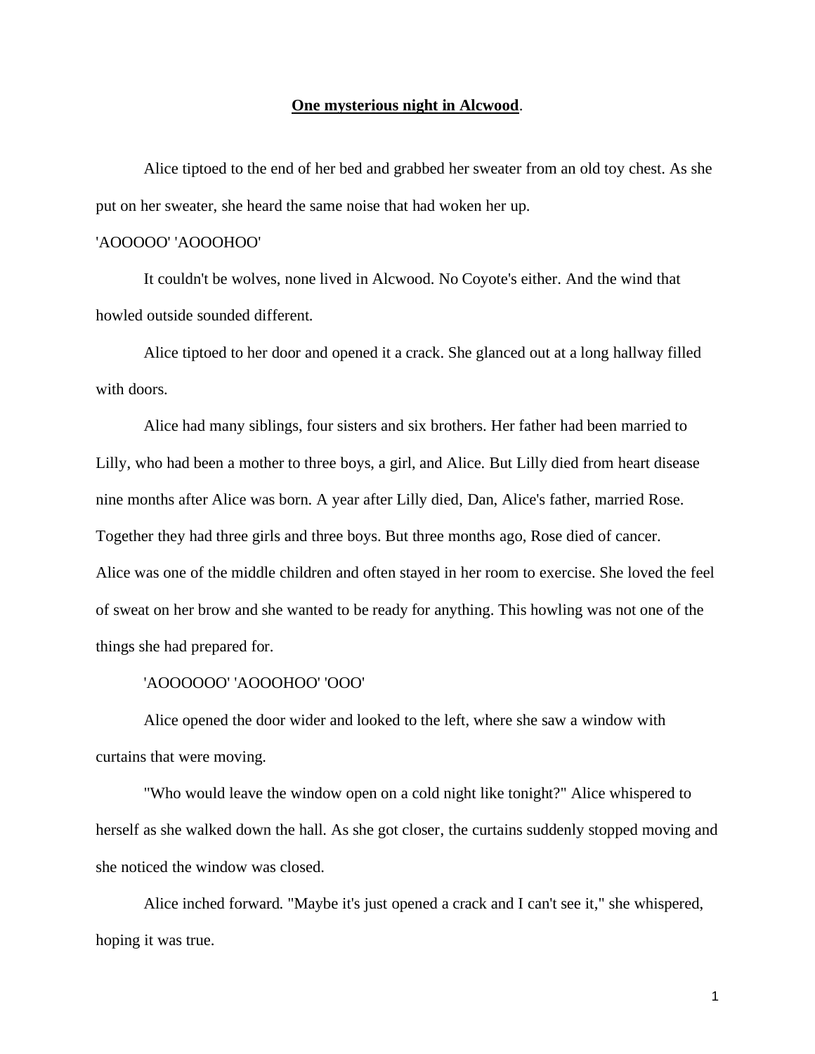# **One mysterious night in Alcwood**.

Alice tiptoed to the end of her bed and grabbed her sweater from an old toy chest. As she put on her sweater, she heard the same noise that had woken her up.

'AOOOOO' 'AOOOHOO'

It couldn't be wolves, none lived in Alcwood. No Coyote's either. And the wind that howled outside sounded different.

Alice tiptoed to her door and opened it a crack. She glanced out at a long hallway filled with doors.

Alice had many siblings, four sisters and six brothers. Her father had been married to Lilly, who had been a mother to three boys, a girl, and Alice. But Lilly died from heart disease nine months after Alice was born. A year after Lilly died, Dan, Alice's father, married Rose. Together they had three girls and three boys. But three months ago, Rose died of cancer.

Alice was one of the middle children and often stayed in her room to exercise. She loved the feel of sweat on her brow and she wanted to be ready for anything. This howling was not one of the things she had prepared for.

'AOOOOOO' 'AOOOHOO' 'OOO'

Alice opened the door wider and looked to the left, where she saw a window with curtains that were moving.

"Who would leave the window open on a cold night like tonight?" Alice whispered to herself as she walked down the hall. As she got closer, the curtains suddenly stopped moving and she noticed the window was closed.

Alice inched forward. "Maybe it's just opened a crack and I can't see it," she whispered, hoping it was true.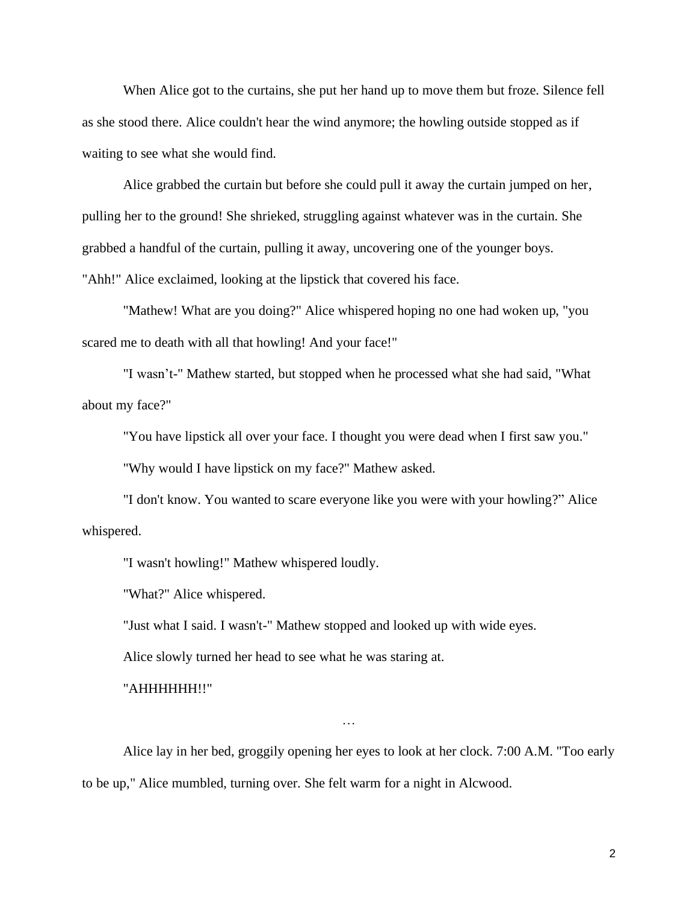When Alice got to the curtains, she put her hand up to move them but froze. Silence fell as she stood there. Alice couldn't hear the wind anymore; the howling outside stopped as if waiting to see what she would find.

Alice grabbed the curtain but before she could pull it away the curtain jumped on her, pulling her to the ground! She shrieked, struggling against whatever was in the curtain. She grabbed a handful of the curtain, pulling it away, uncovering one of the younger boys. "Ahh!" Alice exclaimed, looking at the lipstick that covered his face.

"Mathew! What are you doing?" Alice whispered hoping no one had woken up, "you scared me to death with all that howling! And your face!"

"I wasn't-" Mathew started, but stopped when he processed what she had said, "What about my face?"

"You have lipstick all over your face. I thought you were dead when I first saw you."

"Why would I have lipstick on my face?" Mathew asked.

"I don't know. You wanted to scare everyone like you were with your howling?" Alice whispered.

"I wasn't howling!" Mathew whispered loudly.

"What?" Alice whispered.

"Just what I said. I wasn't-" Mathew stopped and looked up with wide eyes.

Alice slowly turned her head to see what he was staring at.

"AHHHHHH!!"

…

Alice lay in her bed, groggily opening her eyes to look at her clock. 7:00 A.M. "Too early to be up," Alice mumbled, turning over. She felt warm for a night in Alcwood.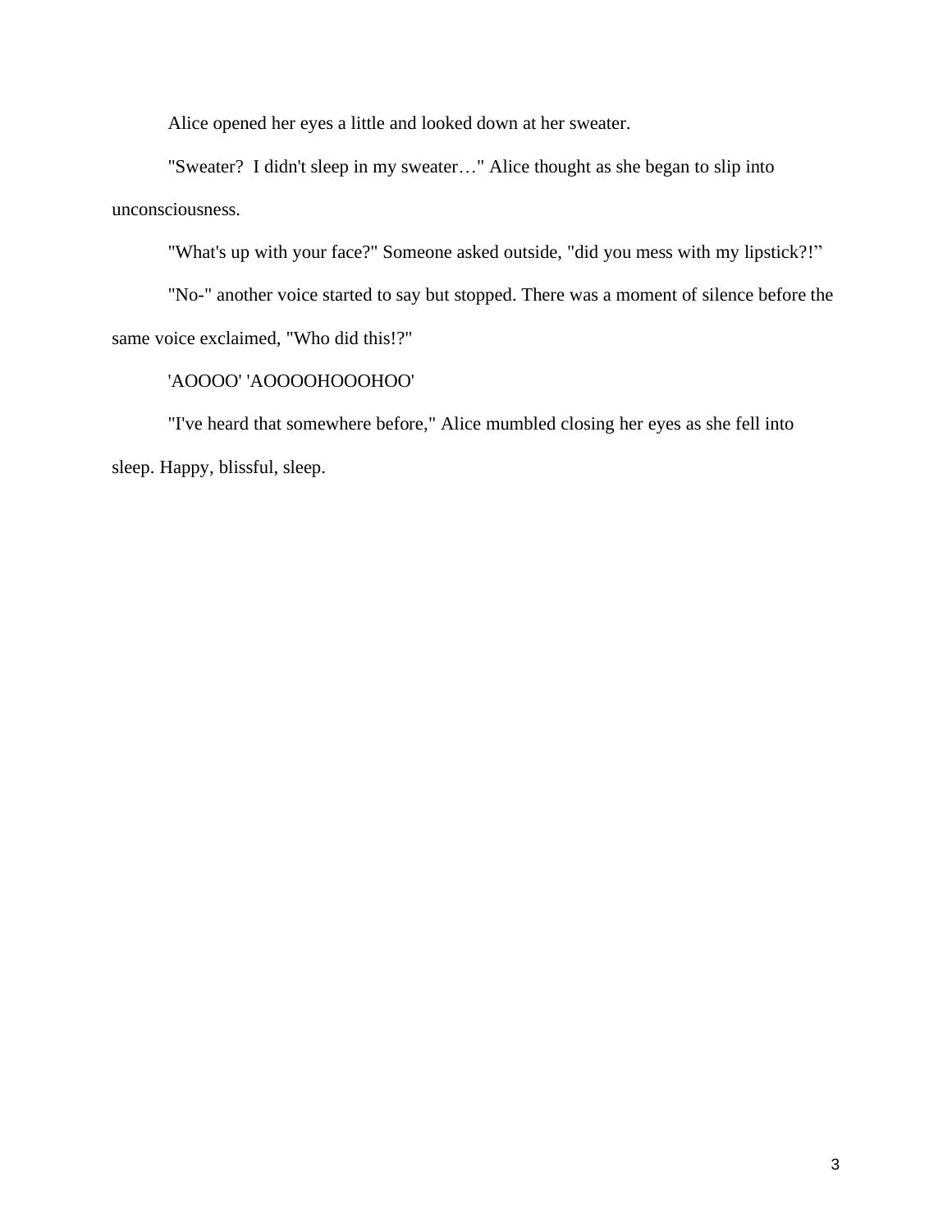Alice opened her eyes a little and looked down at her sweater.

"Sweater?  I didn't sleep in my sweater…" Alice thought as she began to slip into unconsciousness.

"What's up with your face?" Someone asked outside, "did you mess with my lipstick?!"

"No-" another voice started to say but stopped. There was a moment of silence before the same voice exclaimed, "Who did this!?"

'AOOOO' 'AOOOOHOOOHOO'

"I've heard that somewhere before," Alice mumbled closing her eyes as she fell into sleep. Happy, blissful, sleep.